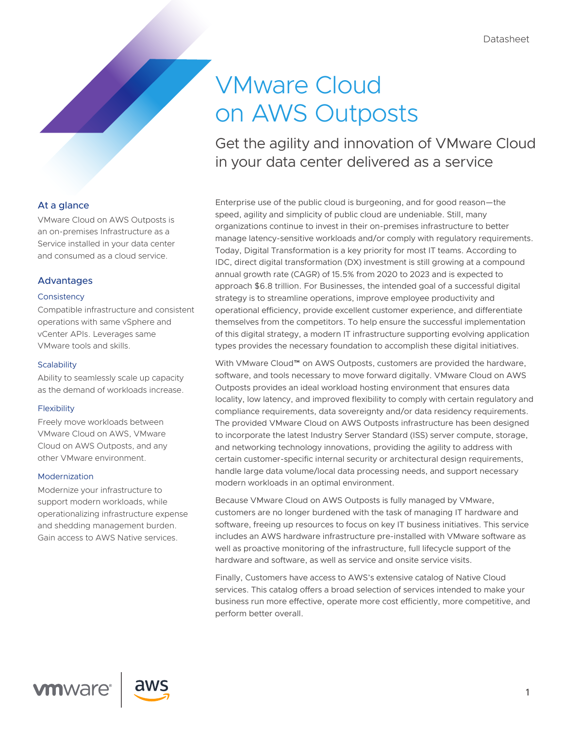Datasheet

# VMware Cloud on AWS Outposts

## Get the agility and innovation of VMware Cloud in your data center delivered as a service

### At a glance

VMware Cloud on AWS Outposts is an on-premises Infrastructure as a Service installed in your data center and consumed as a cloud service.

### Advantages

#### Consistency

Compatible infrastructure and consistent operations with same vSphere and vCenter APIs. Leverages same VMware tools and skills.

#### Scalability

Ability to seamlessly scale up capacity as the demand of workloads increase.

#### Flexibility

Freely move workloads between VMware Cloud on AWS, VMware Cloud on AWS Outposts, and any other VMware environment.

#### Modernization

Modernize your infrastructure to support modern workloads, while operationalizing infrastructure expense and shedding management burden. Gain access to AWS Native services.

Enterprise use of the public cloud is burgeoning, and for good reason—the speed, agility and simplicity of public cloud are undeniable. Still, many organizations continue to invest in their on-premises infrastructure to better manage latency-sensitive workloads and/or comply with regulatory requirements. Today, Digital Transformation is a key priority for most IT teams. According to IDC, direct digital transformation (DX) investment is still growing at a compound annual growth rate (CAGR) of 15.5% from 2020 to 2023 and is expected to approach $6.8 trillion. For Businesses, the intended goal of a successful digital strategy is to streamline operations, improve employee productivity and operational efficiency, provide excellent customer experience, and differentiate themselves from the competitors. To help ensure the successful implementation of this digital strategy, a modern IT infrastructure supporting evolving application types provides the necessary foundation to accomplish these digital initiatives.

With VMware Cloud™ on AWS Outposts, customers are provided the hardware, software, and tools necessary to move forward digitally. VMware Cloud on AWS Outposts provides an ideal workload hosting environment that ensures data locality, low latency, and improved flexibility to comply with certain regulatory and compliance requirements, data sovereignty and/or data residency requirements. The provided VMware Cloud on AWS Outposts infrastructure has been designed to incorporate the latest Industry Server Standard (ISS) server compute, storage, and networking technology innovations, providing the agility to address with certain customer-specific internal security or architectural design requirements, handle large data volume/local data processing needs, and support necessary modern workloads in an optimal environment.

Because VMware Cloud on AWS Outposts is fully managed by VMware, customers are no longer burdened with the task of managing IT hardware and software, freeing up resources to focus on key IT business initiatives. This service includes an AWS hardware infrastructure pre-installed with VMware software as well as proactive monitoring of the infrastructure, full lifecycle support of the hardware and software, as well as service and onsite service visits.

Finally, Customers have access to AWS's extensive catalog of Native Cloud services. This catalog offers a broad selection of services intended to make your business run more effective, operate more cost efficiently, more competitive, and perform better overall.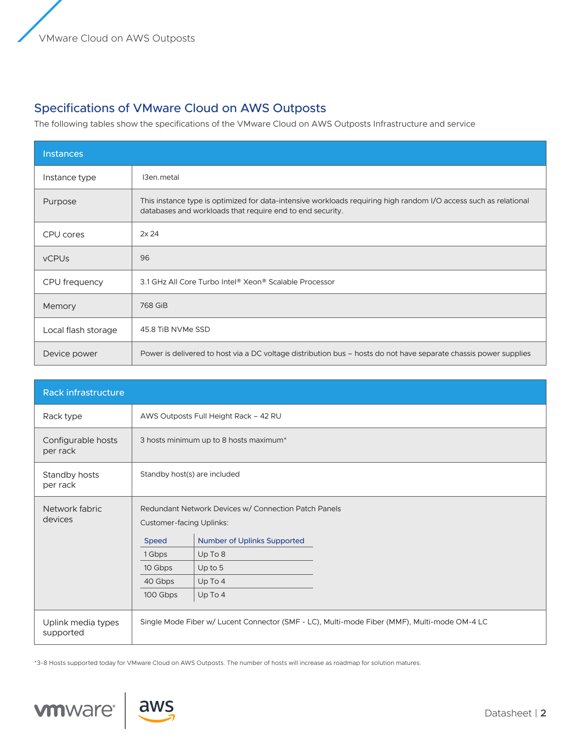## Specifications of VMware Cloud on AWS Outposts

The following tables show the specifications of the VMware Cloud on AWS Outposts Infrastructure and service

| Instances | |
|---|---|
| Instance type | I3en.metal |
| Purpose | This instance type is optimized for data-intensive workloads requiring high random I/O access such as relational databases and workloads that require end to end security. |
| CPU cores | 2x 24 |
| vCPUs | 96 |
| CPU frequency | 3.1 GHz All Core Turbo Intel® Xeon® Scalable Processor |
| Memory | 768 GiB |
| Local flash storage | 45.8 TiB NVMe SSD |
| Device power | Power is delivered to host via a DC voltage distribution bus – hosts do not have separate chassis power supplies |

| Rack infrastructure | |
|---|---|
| Rack type | AWS Outposts Full Height Rack – 42 RU |
| Configurable hosts per rack | 3 hosts minimum up to 8 hosts maximum* |
| Standby hosts per rack | Standby host(s) are included |
| Network fabric devices | Redundant Network Devices w/ Connection Patch Panels<br>Customer-facing Uplinks:<br>Speed: 1 Gbps – Number of Uplinks Supported: Up To 8<br>Speed: 10 Gbps – Number of Uplinks Supported: Up to 5<br>Speed: 40 Gbps – Number of Uplinks Supported: Up To 4<br>Speed: 100 Gbps – Number of Uplinks Supported: Up To 4 |
| Uplink media types supported | Single Mode Fiber w/ Lucent Connector (SMF - LC), Multi-mode Fiber (MMF), Multi-mode OM-4 LC |

Customer-facing Uplinks:

| Speed | Number of Uplinks Supported |
|---|---|
| 1 Gbps | Up To 8 |
| 10 Gbps | Up to 5 |
| 40 Gbps | Up To 4 |
| 100 Gbps | Up To 4 |

*3-8 Hosts supported today for VMware Cloud on AWS Outposts. The number of hosts will increase as roadmap for solution matures.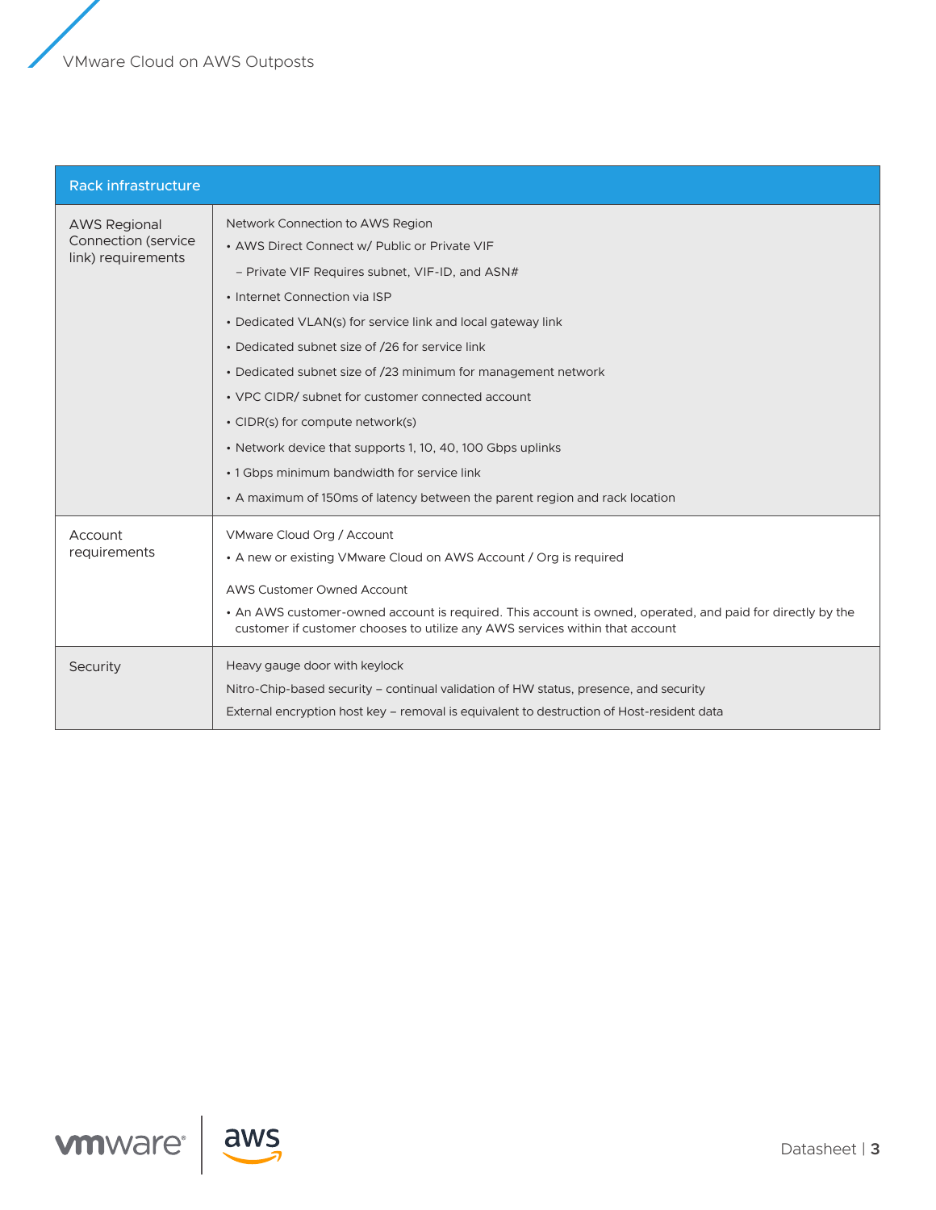| Rack infrastructure | |
|---|---|
| AWS Regional Connection (service link) requirements | Network Connection to AWS Region<br>• AWS Direct Connect w/ Public or Private VIF<br>– Private VIF Requires subnet, VIF-ID, and ASN#<br>• Internet Connection via ISP<br>• Dedicated VLAN(s) for service link and local gateway link<br>• Dedicated subnet size of /26 for service link<br>• Dedicated subnet size of /23 minimum for management network<br>• VPC CIDR/ subnet for customer connected account<br>• CIDR(s) for compute network(s)<br>• Network device that supports 1, 10, 40, 100 Gbps uplinks<br>• 1 Gbps minimum bandwidth for service link<br>• A maximum of 150ms of latency between the parent region and rack location |
| Account requirements | VMware Cloud Org / Account<br>• A new or existing VMware Cloud on AWS Account / Org is required<br><br>AWS Customer Owned Account<br>• An AWS customer-owned account is required. This account is owned, operated, and paid for directly by the customer if customer chooses to utilize any AWS services within that account |
| Security | Heavy gauge door with keylock<br>Nitro-Chip-based security – continual validation of HW status, presence, and security<br>External encryption host key – removal is equivalent to destruction of Host-resident data |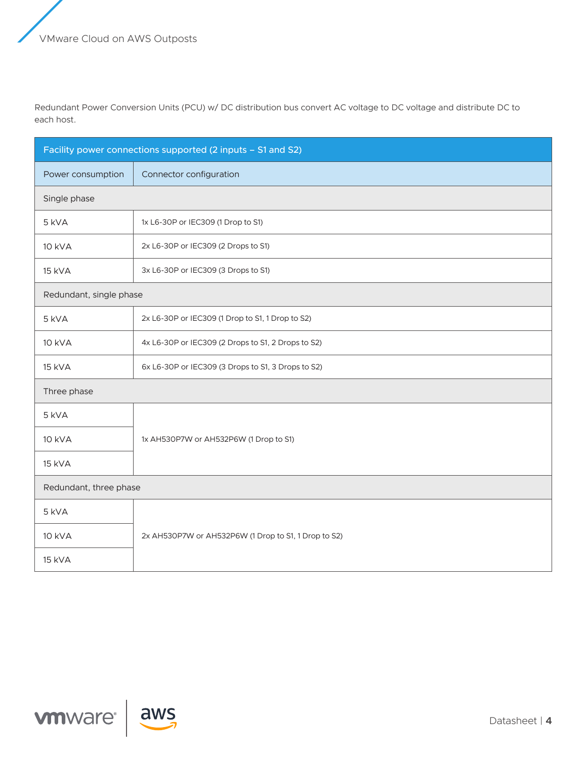Redundant Power Conversion Units (PCU) w/ DC distribution bus convert AC voltage to DC voltage and distribute DC to each host.

| Facility power connections supported (2 inputs – S1 and S2) | |
|---|---|
| Power consumption | Connector configuration |
| Single phase | |
| 5 kVA | 1x L6-30P or IEC309 (1 Drop to S1) |
| 10 kVA | 2x L6-30P or IEC309 (2 Drops to S1) |
| 15 kVA | 3x L6-30P or IEC309 (3 Drops to S1) |
| Redundant, single phase | |
| 5 kVA | 2x L6-30P or IEC309 (1 Drop to S1, 1 Drop to S2) |
| 10 kVA | 4x L6-30P or IEC309 (2 Drops to S1, 2 Drops to S2) |
| 15 kVA | 6x L6-30P or IEC309 (3 Drops to S1, 3 Drops to S2) |
| Three phase | |
| 5 kVA | 1x AH530P7W or AH532P6W (1 Drop to S1) |
| 10 kVA | |
| 15 kVA | |
| Redundant, three phase | |
| 5 kVA | 2x AH530P7W or AH532P6W (1 Drop to S1, 1 Drop to S2) |
| 10 kVA | |
| 15 kVA | |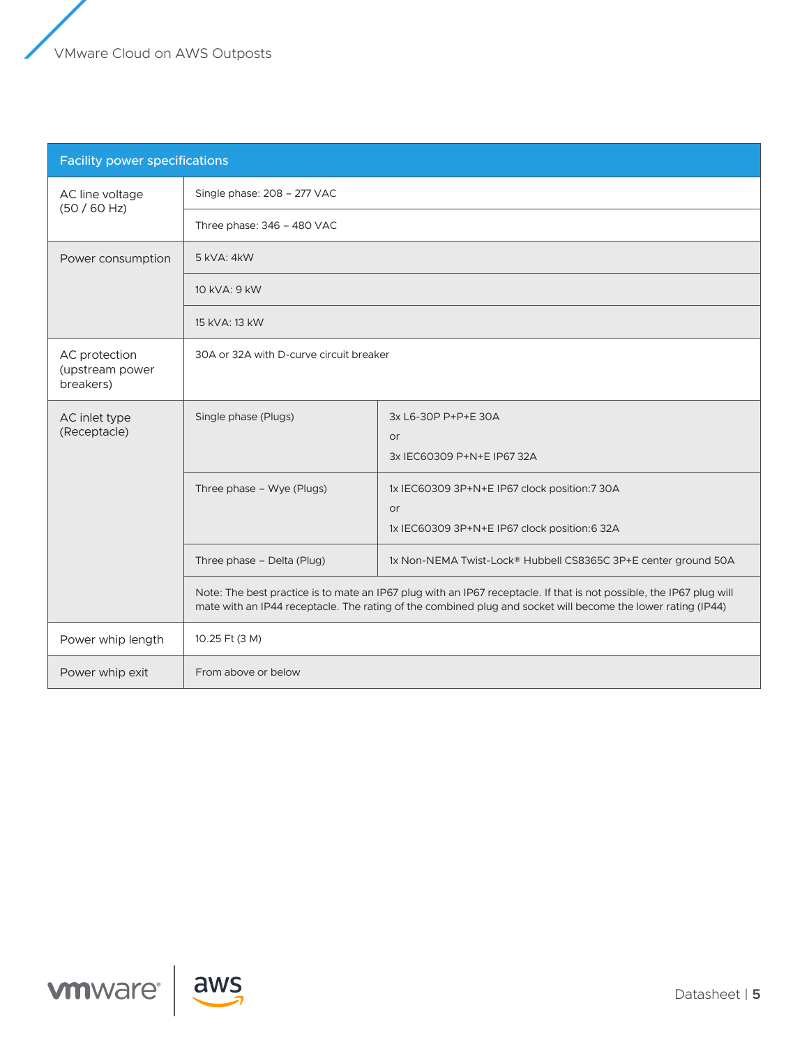| Facility power specifications | | |
|---|---|---|
| AC line voltage (50 / 60 Hz) | Single phase: 208 – 277 VAC | |
| | Three phase: 346 – 480 VAC | |
| Power consumption | 5 kVA: 4kW | |
| | 10 kVA: 9 kW | |
| | 15 kVA: 13 kW | |
| AC protection (upstream power breakers) | 30A or 32A with D-curve circuit breaker | |
| AC inlet type (Receptacle) | Single phase (Plugs) | 3x L6-30P P+P+E 30A<br>or<br>3x IEC60309 P+N+E IP67 32A |
| | Three phase – Wye (Plugs) | 1x IEC60309 3P+N+E IP67 clock position:7 30A<br>or<br>1x IEC60309 3P+N+E IP67 clock position:6 32A |
| | Three phase – Delta (Plug) | 1x Non-NEMA Twist-Lock® Hubbell CS8365C 3P+E center ground 50A |
| | Note: The best practice is to mate an IP67 plug with an IP67 receptacle. If that is not possible, the IP67 plug will mate with an IP44 receptacle. The rating of the combined plug and socket will become the lower rating (IP44) | |
| Power whip length | 10.25 Ft (3 M) | |
| Power whip exit | From above or below | |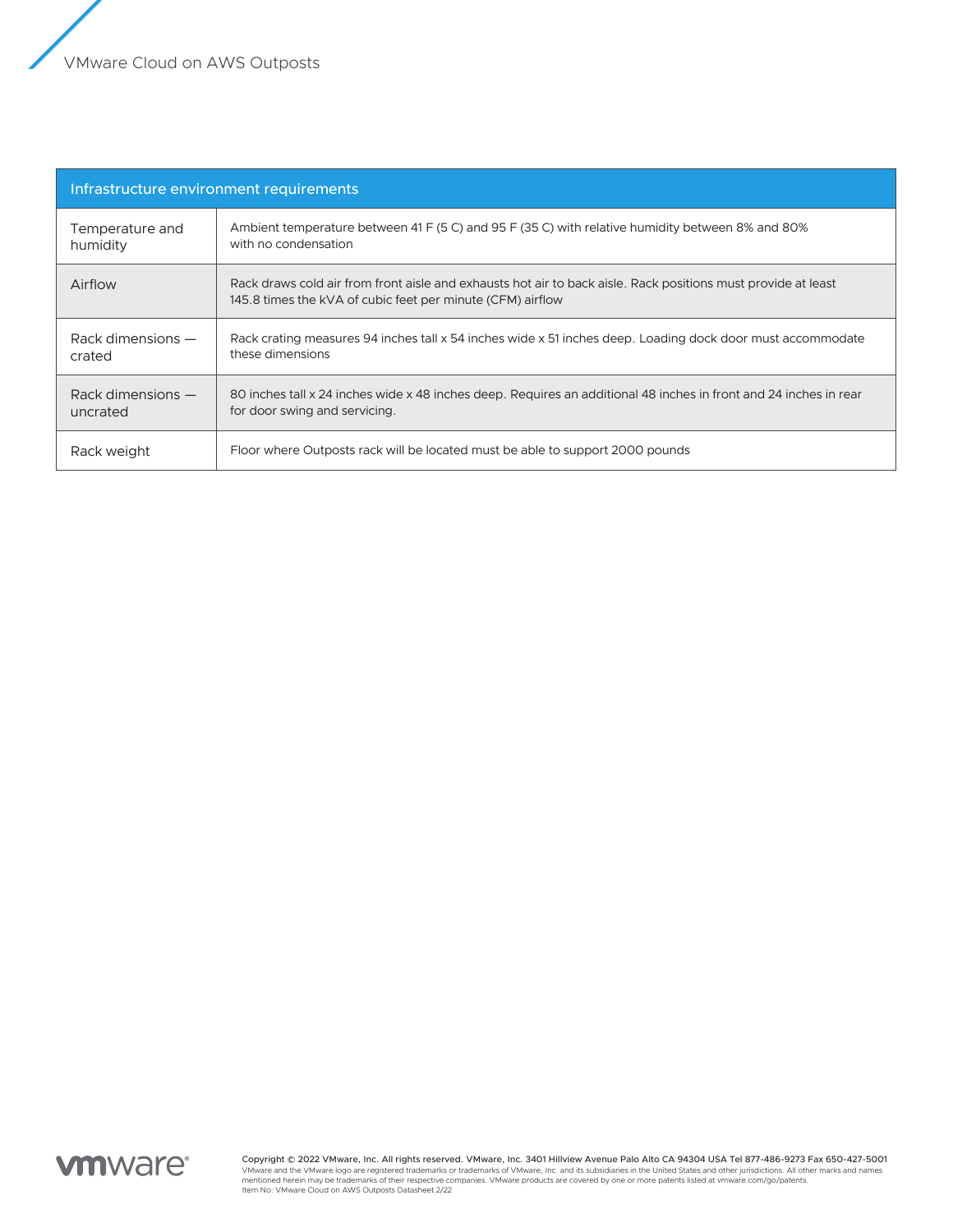| Infrastructure environment requirements | |
|---|---|
| Temperature and humidity | Ambient temperature between 41 F (5 C) and 95 F (35 C) with relative humidity between 8% and 80% with no condensation |
| Airflow | Rack draws cold air from front aisle and exhausts hot air to back aisle. Rack positions must provide at least 145.8 times the kVA of cubic feet per minute (CFM) airflow |
| Rack dimensions — crated | Rack crating measures 94 inches tall x 54 inches wide x 51 inches deep. Loading dock door must accommodate these dimensions |
| Rack dimensions — uncrated | 80 inches tall x 24 inches wide x 48 inches deep. Requires an additional 48 inches in front and 24 inches in rear for door swing and servicing. |
| Rack weight | Floor where Outposts rack will be located must be able to support 2000 pounds |

Copyright © 2022 VMware, Inc. All rights reserved. VMware, Inc. 3401 Hillview Avenue Palo Alto CA 94304 USA Tel 877-486-9273 Fax 650-427-5001
VMware and the VMware logo are registered trademarks or trademarks of VMware, Inc. and its subsidiaries in the United States and other jurisdictions. All other marks and names mentioned herein may be trademarks of their respective companies. VMware products are covered by one or more patents listed at vmware.com/go/patents.
Item No: VMware Cloud on AWS Outposts Datasheet 2/22